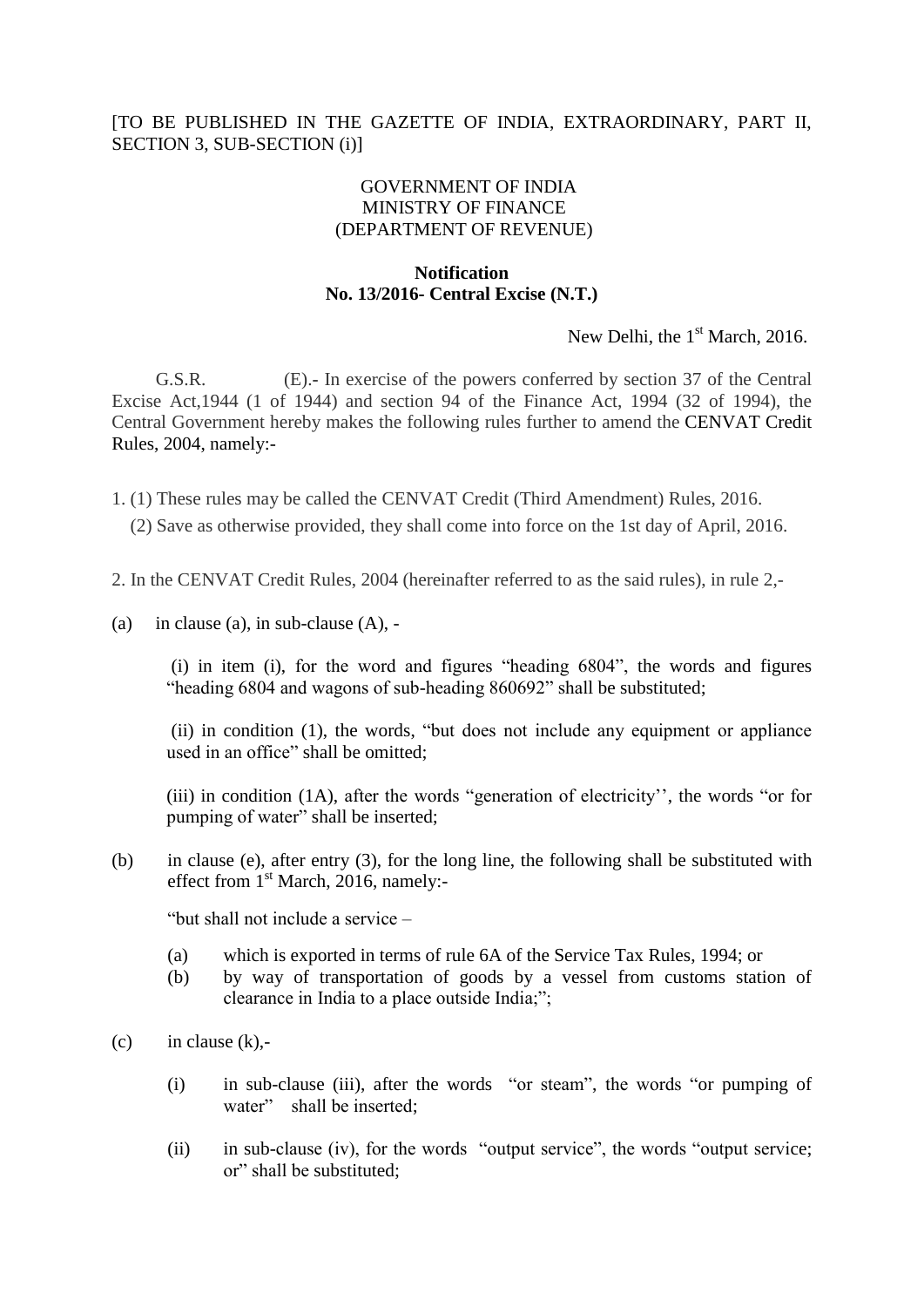[TO BE PUBLISHED IN THE GAZETTE OF INDIA, EXTRAORDINARY, PART II, SECTION 3, SUB-SECTION (i)]

GOVERNMENT OF INDIA
MINISTRY OF FINANCE
(DEPARTMENT OF REVENUE)

**Notification**
**No. 13/2016- Central Excise (N.T.)**

New Delhi, the 1st March, 2016.

G.S.R. (E).- In exercise of the powers conferred by section 37 of the Central Excise Act,1944 (1 of 1944) and section 94 of the Finance Act, 1994 (32 of 1994), the Central Government hereby makes the following rules further to amend the CENVAT Credit Rules, 2004, namely:-

1. (1) These rules may be called the CENVAT Credit (Third Amendment) Rules, 2016.

   (2) Save as otherwise provided, they shall come into force on the 1st day of April, 2016.

2. In the CENVAT Credit Rules, 2004 (hereinafter referred to as the said rules), in rule 2,-

(a) in clause (a), in sub-clause (A), -

   (i) in item (i), for the word and figures "heading 6804", the words and figures "heading 6804 and wagons of sub-heading 860692" shall be substituted;

   (ii) in condition (1), the words, "but does not include any equipment or appliance used in an office" shall be omitted;

   (iii) in condition (1A), after the words "generation of electricity'', the words "or for pumping of water" shall be inserted;

(b) in clause (e), after entry (3), for the long line, the following shall be substituted with effect from 1st March, 2016, namely:-

   "but shall not include a service –

   (a) which is exported in terms of rule 6A of the Service Tax Rules, 1994; or
   (b) by way of transportation of goods by a vessel from customs station of clearance in India to a place outside India;";

(c) in clause (k),-

   (i) in sub-clause (iii), after the words "or steam", the words "or pumping of water" shall be inserted;

   (ii) in sub-clause (iv), for the words "output service", the words "output service; or" shall be substituted;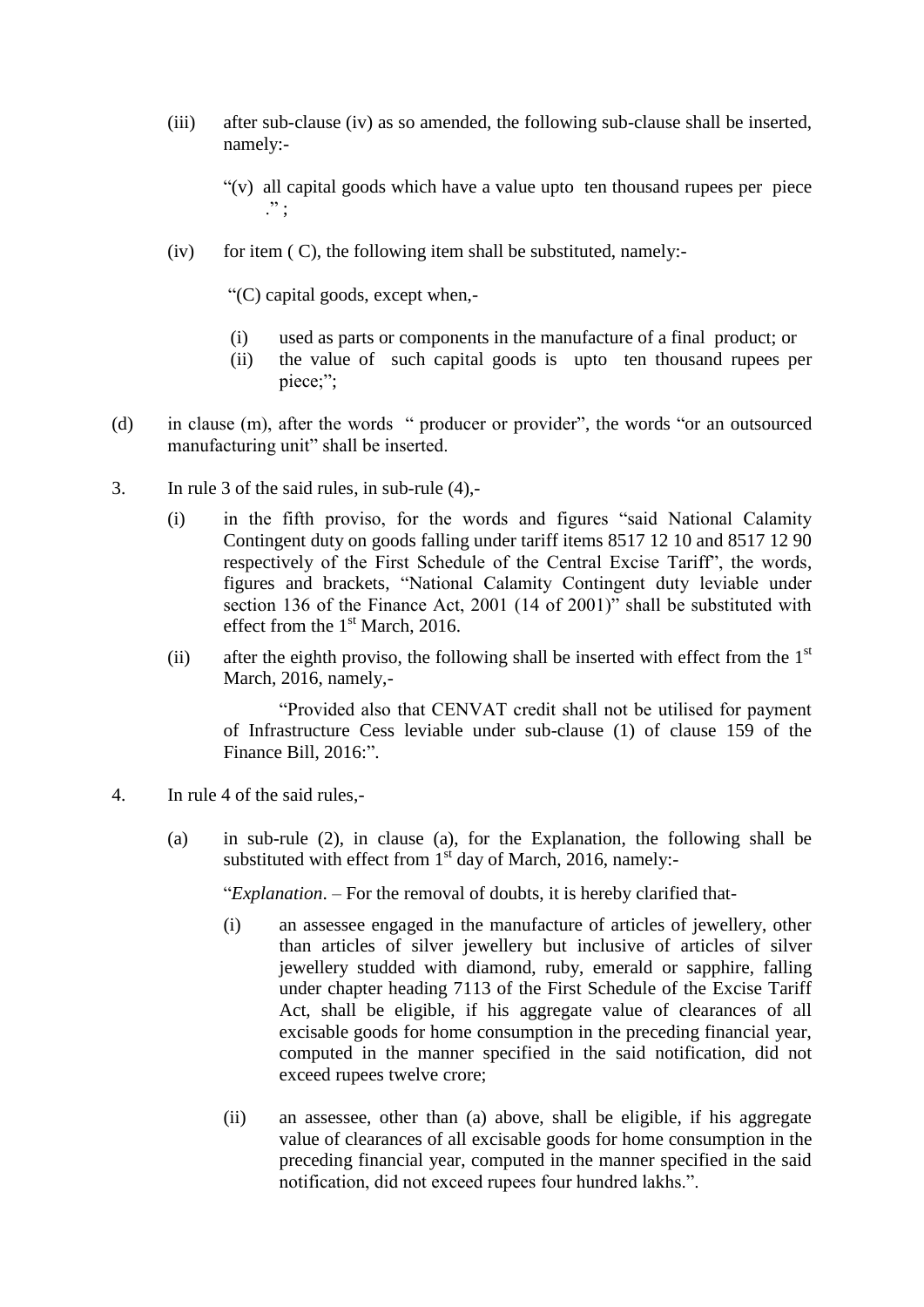(iii) after sub-clause (iv) as so amended, the following sub-clause shall be inserted, namely:-

"(v) all capital goods which have a value upto ten thousand rupees per piece ." ;

(iv) for item ( C), the following item shall be substituted, namely:-

"(C) capital goods, except when,-

(i) used as parts or components in the manufacture of a final product; or

(ii) the value of such capital goods is upto ten thousand rupees per piece;";

(d) in clause (m), after the words " producer or provider", the words "or an outsourced manufacturing unit" shall be inserted.

3. In rule 3 of the said rules, in sub-rule (4),-

(i) in the fifth proviso, for the words and figures "said National Calamity Contingent duty on goods falling under tariff items 8517 12 10 and 8517 12 90 respectively of the First Schedule of the Central Excise Tariff", the words, figures and brackets, "National Calamity Contingent duty leviable under section 136 of the Finance Act, 2001 (14 of 2001)" shall be substituted with effect from the 1st March, 2016.

(ii) after the eighth proviso, the following shall be inserted with effect from the 1st March, 2016, namely,-

"Provided also that CENVAT credit shall not be utilised for payment of Infrastructure Cess leviable under sub-clause (1) of clause 159 of the Finance Bill, 2016:".

4. In rule 4 of the said rules,-

(a) in sub-rule (2), in clause (a), for the Explanation, the following shall be substituted with effect from 1st day of March, 2016, namely:-

"*Explanation*. – For the removal of doubts, it is hereby clarified that-

(i) an assessee engaged in the manufacture of articles of jewellery, other than articles of silver jewellery but inclusive of articles of silver jewellery studded with diamond, ruby, emerald or sapphire, falling under chapter heading 7113 of the First Schedule of the Excise Tariff Act, shall be eligible, if his aggregate value of clearances of all excisable goods for home consumption in the preceding financial year, computed in the manner specified in the said notification, did not exceed rupees twelve crore;

(ii) an assessee, other than (a) above, shall be eligible, if his aggregate value of clearances of all excisable goods for home consumption in the preceding financial year, computed in the manner specified in the said notification, did not exceed rupees four hundred lakhs.".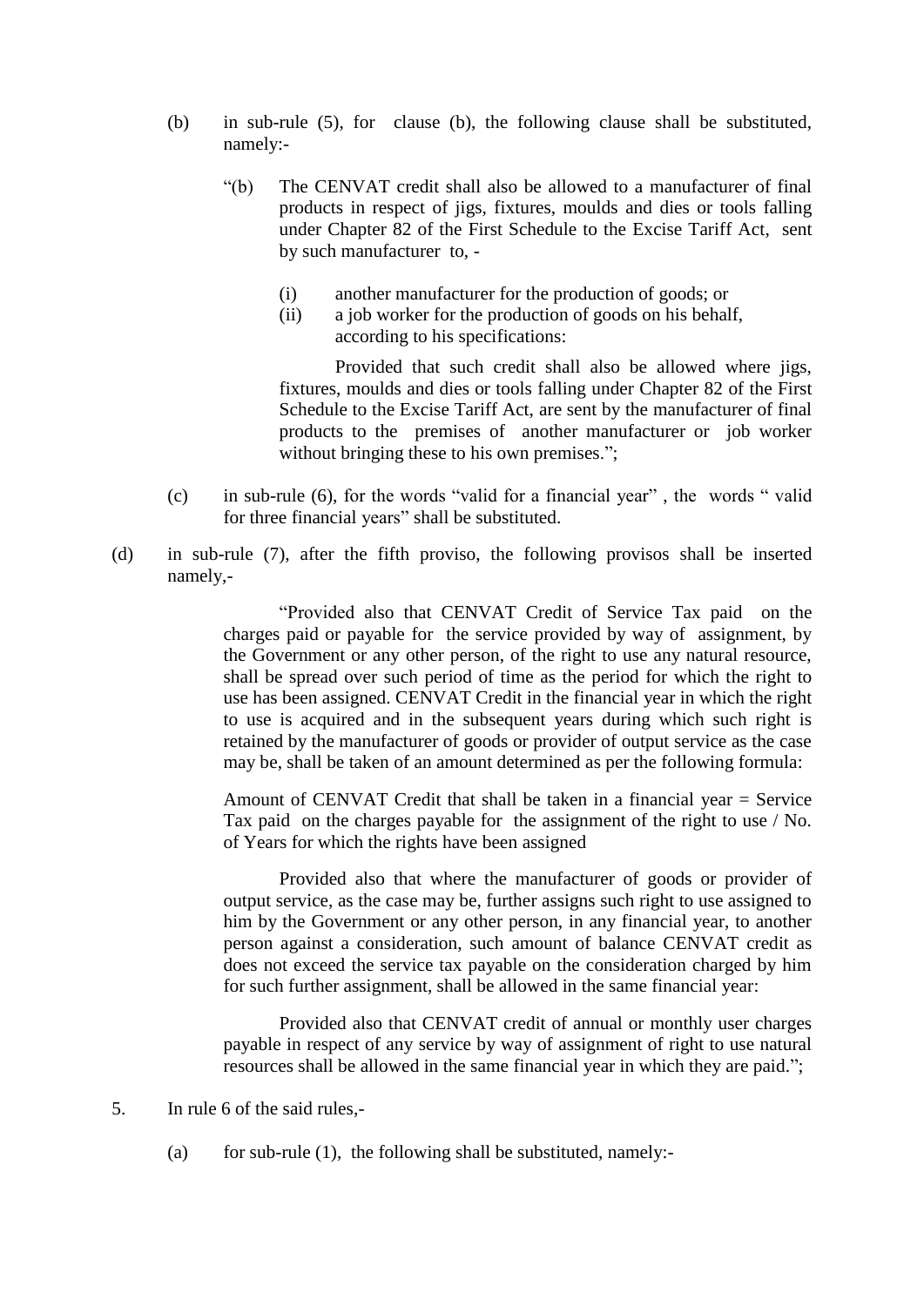(b) in sub-rule (5), for clause (b), the following clause shall be substituted, namely:-

“(b) The CENVAT credit shall also be allowed to a manufacturer of final products in respect of jigs, fixtures, moulds and dies or tools falling under Chapter 82 of the First Schedule to the Excise Tariff Act, sent by such manufacturer to, -

(i) another manufacturer for the production of goods; or
(ii) a job worker for the production of goods on his behalf, according to his specifications:

Provided that such credit shall also be allowed where jigs, fixtures, moulds and dies or tools falling under Chapter 82 of the First Schedule to the Excise Tariff Act, are sent by the manufacturer of final products to the premises of another manufacturer or job worker without bringing these to his own premises.”;

(c) in sub-rule (6), for the words “valid for a financial year” , the words “ valid for three financial years” shall be substituted.

(d) in sub-rule (7), after the fifth proviso, the following provisos shall be inserted namely,-

“Provided also that CENVAT Credit of Service Tax paid on the charges paid or payable for the service provided by way of assignment, by the Government or any other person, of the right to use any natural resource, shall be spread over such period of time as the period for which the right to use has been assigned. CENVAT Credit in the financial year in which the right to use is acquired and in the subsequent years during which such right is retained by the manufacturer of goods or provider of output service as the case may be, shall be taken of an amount determined as per the following formula:

Amount of CENVAT Credit that shall be taken in a financial year = Service Tax paid on the charges payable for the assignment of the right to use / No. of Years for which the rights have been assigned

Provided also that where the manufacturer of goods or provider of output service, as the case may be, further assigns such right to use assigned to him by the Government or any other person, in any financial year, to another person against a consideration, such amount of balance CENVAT credit as does not exceed the service tax payable on the consideration charged by him for such further assignment, shall be allowed in the same financial year:

Provided also that CENVAT credit of annual or monthly user charges payable in respect of any service by way of assignment of right to use natural resources shall be allowed in the same financial year in which they are paid.”;

5. In rule 6 of the said rules,-

(a) for sub-rule (1), the following shall be substituted, namely:-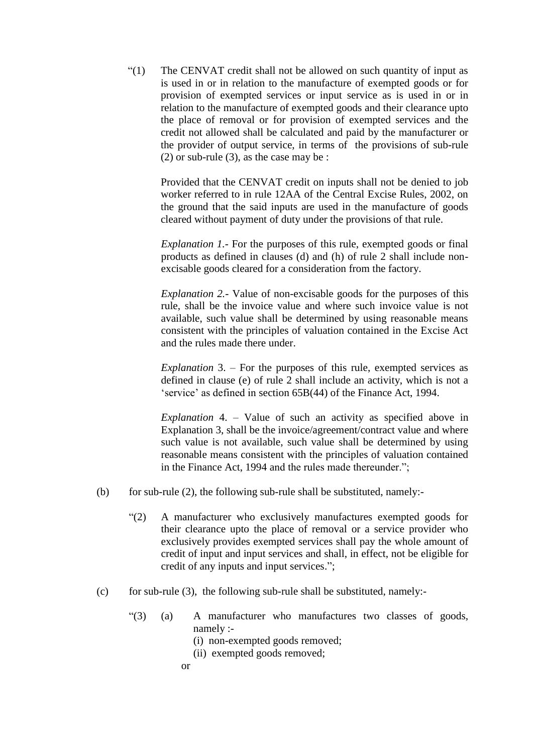“(1) The CENVAT credit shall not be allowed on such quantity of input as is used in or in relation to the manufacture of exempted goods or for provision of exempted services or input service as is used in or in relation to the manufacture of exempted goods and their clearance upto the place of removal or for provision of exempted services and the credit not allowed shall be calculated and paid by the manufacturer or the provider of output service, in terms of the provisions of sub-rule (2) or sub-rule (3), as the case may be :

Provided that the CENVAT credit on inputs shall not be denied to job worker referred to in rule 12AA of the Central Excise Rules, 2002, on the ground that the said inputs are used in the manufacture of goods cleared without payment of duty under the provisions of that rule.

*Explanation 1*.- For the purposes of this rule, exempted goods or final products as defined in clauses (d) and (h) of rule 2 shall include non-excisable goods cleared for a consideration from the factory.

*Explanation 2*.- Value of non-excisable goods for the purposes of this rule, shall be the invoice value and where such invoice value is not available, such value shall be determined by using reasonable means consistent with the principles of valuation contained in the Excise Act and the rules made there under.

*Explanation* 3. – For the purposes of this rule, exempted services as defined in clause (e) of rule 2 shall include an activity, which is not a ‘service’ as defined in section 65B(44) of the Finance Act, 1994.

*Explanation* 4. – Value of such an activity as specified above in Explanation 3, shall be the invoice/agreement/contract value and where such value is not available, such value shall be determined by using reasonable means consistent with the principles of valuation contained in the Finance Act, 1994 and the rules made thereunder.”;

(b) for sub-rule (2), the following sub-rule shall be substituted, namely:-

“(2) A manufacturer who exclusively manufactures exempted goods for their clearance upto the place of removal or a service provider who exclusively provides exempted services shall pay the whole amount of credit of input and input services and shall, in effect, not be eligible for credit of any inputs and input services.”;

(c) for sub-rule (3), the following sub-rule shall be substituted, namely:-

“(3) (a) A manufacturer who manufactures two classes of goods, namely :-

(i) non-exempted goods removed;

(ii) exempted goods removed;

or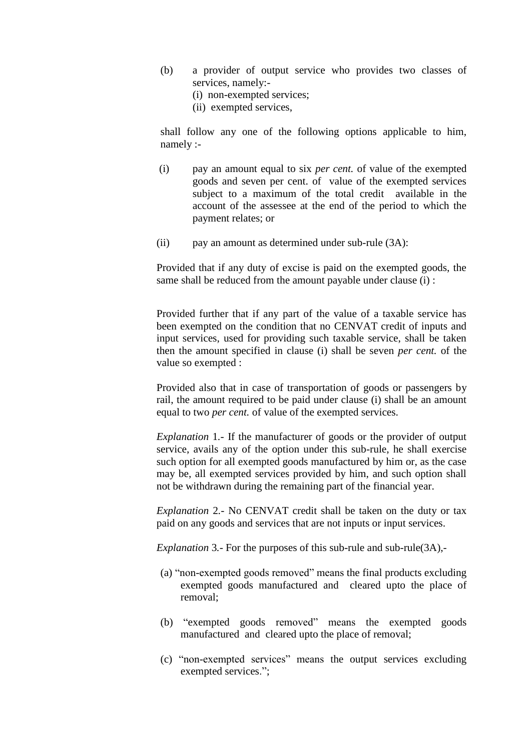(b) a provider of output service who provides two classes of services, namely:-
    (i) non-exempted services;
    (ii) exempted services,

shall follow any one of the following options applicable to him, namely :-

(i) pay an amount equal to six *per cent.* of value of the exempted goods and seven per cent. of value of the exempted services subject to a maximum of the total credit available in the account of the assessee at the end of the period to which the payment relates; or

(ii) pay an amount as determined under sub-rule (3A):

Provided that if any duty of excise is paid on the exempted goods, the same shall be reduced from the amount payable under clause (i) :

Provided further that if any part of the value of a taxable service has been exempted on the condition that no CENVAT credit of inputs and input services, used for providing such taxable service, shall be taken then the amount specified in clause (i) shall be seven *per cent.* of the value so exempted :

Provided also that in case of transportation of goods or passengers by rail, the amount required to be paid under clause (i) shall be an amount equal to two *per cent.* of value of the exempted services.

*Explanation* 1.- If the manufacturer of goods or the provider of output service, avails any of the option under this sub-rule, he shall exercise such option for all exempted goods manufactured by him or, as the case may be, all exempted services provided by him, and such option shall not be withdrawn during the remaining part of the financial year.

*Explanation* 2.- No CENVAT credit shall be taken on the duty or tax paid on any goods and services that are not inputs or input services.

*Explanation* 3.- For the purposes of this sub-rule and sub-rule(3A),-

(a) "non-exempted goods removed" means the final products excluding exempted goods manufactured and cleared upto the place of removal;

(b) "exempted goods removed" means the exempted goods manufactured and cleared upto the place of removal;

(c) "non-exempted services" means the output services excluding exempted services.";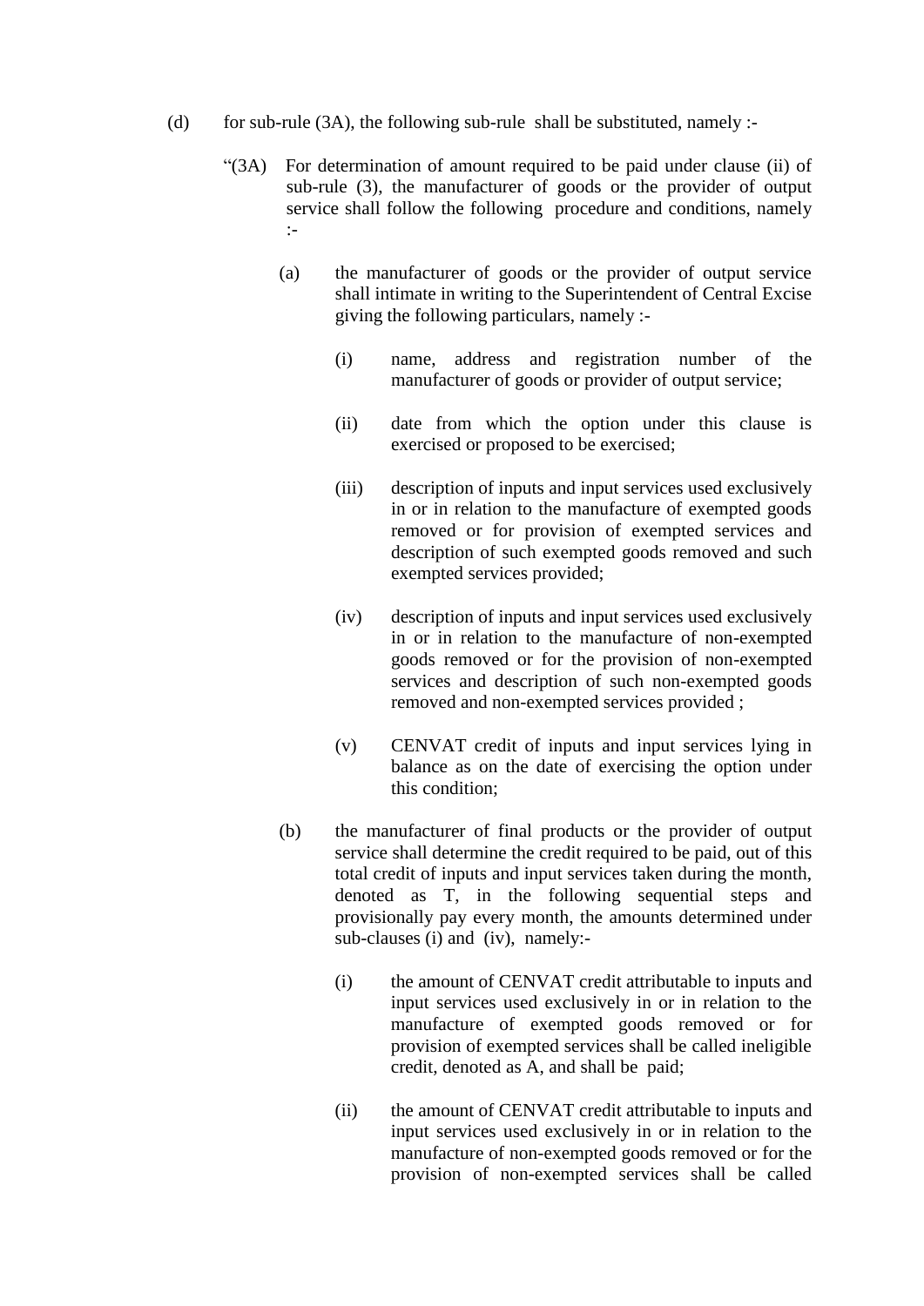(d) for sub-rule (3A), the following sub-rule shall be substituted, namely :-

"(3A) For determination of amount required to be paid under clause (ii) of sub-rule (3), the manufacturer of goods or the provider of output service shall follow the following procedure and conditions, namely :-

(a) the manufacturer of goods or the provider of output service shall intimate in writing to the Superintendent of Central Excise giving the following particulars, namely :-

(i) name, address and registration number of the manufacturer of goods or provider of output service;

(ii) date from which the option under this clause is exercised or proposed to be exercised;

(iii) description of inputs and input services used exclusively in or in relation to the manufacture of exempted goods removed or for provision of exempted services and description of such exempted goods removed and such exempted services provided;

(iv) description of inputs and input services used exclusively in or in relation to the manufacture of non-exempted goods removed or for the provision of non-exempted services and description of such non-exempted goods removed and non-exempted services provided ;

(v) CENVAT credit of inputs and input services lying in balance as on the date of exercising the option under this condition;

(b) the manufacturer of final products or the provider of output service shall determine the credit required to be paid, out of this total credit of inputs and input services taken during the month, denoted as T, in the following sequential steps and provisionally pay every month, the amounts determined under sub-clauses (i) and (iv), namely:-

(i) the amount of CENVAT credit attributable to inputs and input services used exclusively in or in relation to the manufacture of exempted goods removed or for provision of exempted services shall be called ineligible credit, denoted as A, and shall be paid;

(ii) the amount of CENVAT credit attributable to inputs and input services used exclusively in or in relation to the manufacture of non-exempted goods removed or for the provision of non-exempted services shall be called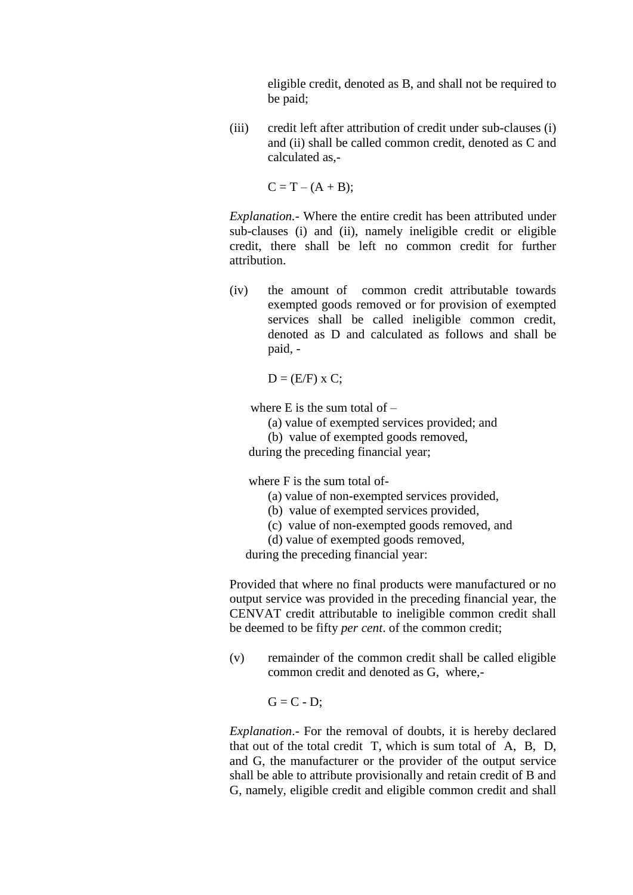eligible credit, denoted as B, and shall not be required to be paid;

(iii) credit left after attribution of credit under sub-clauses (i) and (ii) shall be called common credit, denoted as C and calculated as,-

$$C = T – (A + B);$$

*Explanation.*- Where the entire credit has been attributed under sub-clauses (i) and (ii), namely ineligible credit or eligible credit, there shall be left no common credit for further attribution.

(iv) the amount of common credit attributable towards exempted goods removed or for provision of exempted services shall be called ineligible common credit, denoted as D and calculated as follows and shall be paid, -

$$D = (E/F) \times C;$$

where E is the sum total of –

(a) value of exempted services provided; and

(b) value of exempted goods removed,

during the preceding financial year;

where F is the sum total of-

(a) value of non-exempted services provided,

(b) value of exempted services provided,

(c) value of non-exempted goods removed, and

(d) value of exempted goods removed,

during the preceding financial year:

Provided that where no final products were manufactured or no output service was provided in the preceding financial year, the CENVAT credit attributable to ineligible common credit shall be deemed to be fifty *per cent*. of the common credit;

(v) remainder of the common credit shall be called eligible common credit and denoted as G, where,-

$$G = C - D;$$

*Explanation*.- For the removal of doubts, it is hereby declared that out of the total credit T, which is sum total of A, B, D, and G, the manufacturer or the provider of the output service shall be able to attribute provisionally and retain credit of B and G, namely, eligible credit and eligible common credit and shall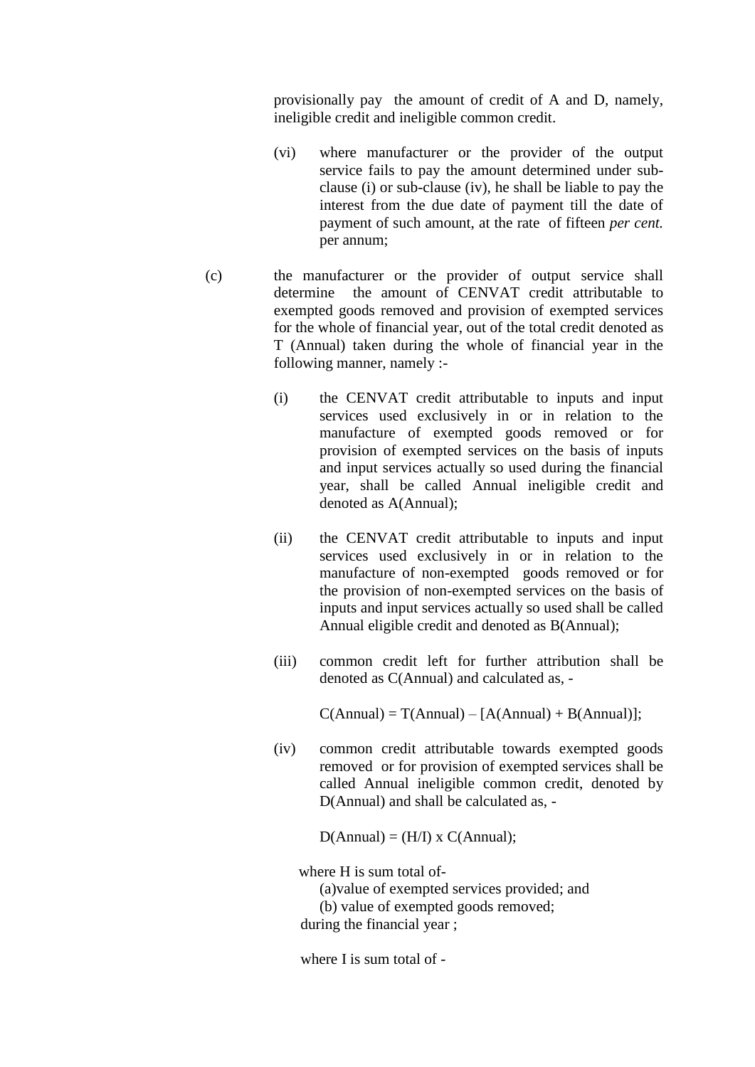provisionally pay the amount of credit of A and D, namely, ineligible credit and ineligible common credit.

(vi) where manufacturer or the provider of the output service fails to pay the amount determined under sub-clause (i) or sub-clause (iv), he shall be liable to pay the interest from the due date of payment till the date of payment of such amount, at the rate of fifteen *per cent.* per annum;

(c) the manufacturer or the provider of output service shall determine the amount of CENVAT credit attributable to exempted goods removed and provision of exempted services for the whole of financial year, out of the total credit denoted as T (Annual) taken during the whole of financial year in the following manner, namely :-

(i) the CENVAT credit attributable to inputs and input services used exclusively in or in relation to the manufacture of exempted goods removed or for provision of exempted services on the basis of inputs and input services actually so used during the financial year, shall be called Annual ineligible credit and denoted as A(Annual);

(ii) the CENVAT credit attributable to inputs and input services used exclusively in or in relation to the manufacture of non-exempted goods removed or for the provision of non-exempted services on the basis of inputs and input services actually so used shall be called Annual eligible credit and denoted as B(Annual);

(iii) common credit left for further attribution shall be denoted as C(Annual) and calculated as, -

$$C(\text{Annual}) = T(\text{Annual}) - [A(\text{Annual}) + B(\text{Annual})];$$

(iv) common credit attributable towards exempted goods removed or for provision of exempted services shall be called Annual ineligible common credit, denoted by D(Annual) and shall be calculated as, -

$$D(\text{Annual}) = (H/I) \times C(\text{Annual});$$

where H is sum total of-

(a) value of exempted services provided; and

(b) value of exempted goods removed;

during the financial year ;

where I is sum total of -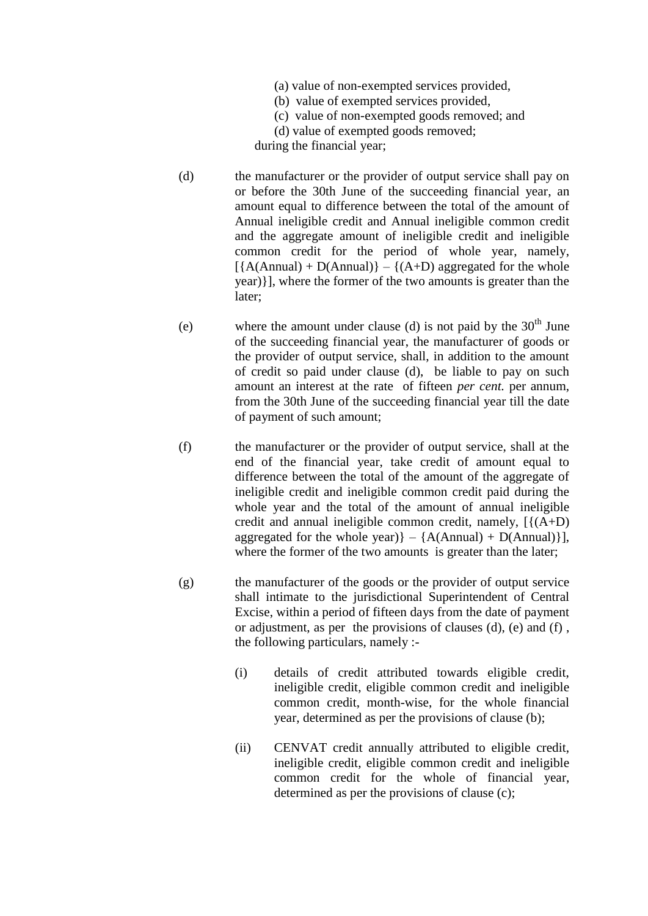(a) value of non-exempted services provided,
(b) value of exempted services provided,
(c) value of non-exempted goods removed; and
(d) value of exempted goods removed;

during the financial year;

(d) the manufacturer or the provider of output service shall pay on or before the 30th June of the succeeding financial year, an amount equal to difference between the total of the amount of Annual ineligible credit and Annual ineligible common credit and the aggregate amount of ineligible credit and ineligible common credit for the period of whole year, namely, [{A(Annual) + D(Annual)} – {(A+D) aggregated for the whole year)}], where the former of the two amounts is greater than the later;

(e) where the amount under clause (d) is not paid by the 30th June of the succeeding financial year, the manufacturer of goods or the provider of output service, shall, in addition to the amount of credit so paid under clause (d), be liable to pay on such amount an interest at the rate of fifteen *per cent.* per annum, from the 30th June of the succeeding financial year till the date of payment of such amount;

(f) the manufacturer or the provider of output service, shall at the end of the financial year, take credit of amount equal to difference between the total of the amount of the aggregate of ineligible credit and ineligible common credit paid during the whole year and the total of the amount of annual ineligible credit and annual ineligible common credit, namely, [{(A+D) aggregated for the whole year)} – {A(Annual) + D(Annual)}], where the former of the two amounts is greater than the later;

(g) the manufacturer of the goods or the provider of output service shall intimate to the jurisdictional Superintendent of Central Excise, within a period of fifteen days from the date of payment or adjustment, as per the provisions of clauses (d), (e) and (f) , the following particulars, namely :-

(i) details of credit attributed towards eligible credit, ineligible credit, eligible common credit and ineligible common credit, month-wise, for the whole financial year, determined as per the provisions of clause (b);

(ii) CENVAT credit annually attributed to eligible credit, ineligible credit, eligible common credit and ineligible common credit for the whole of financial year, determined as per the provisions of clause (c);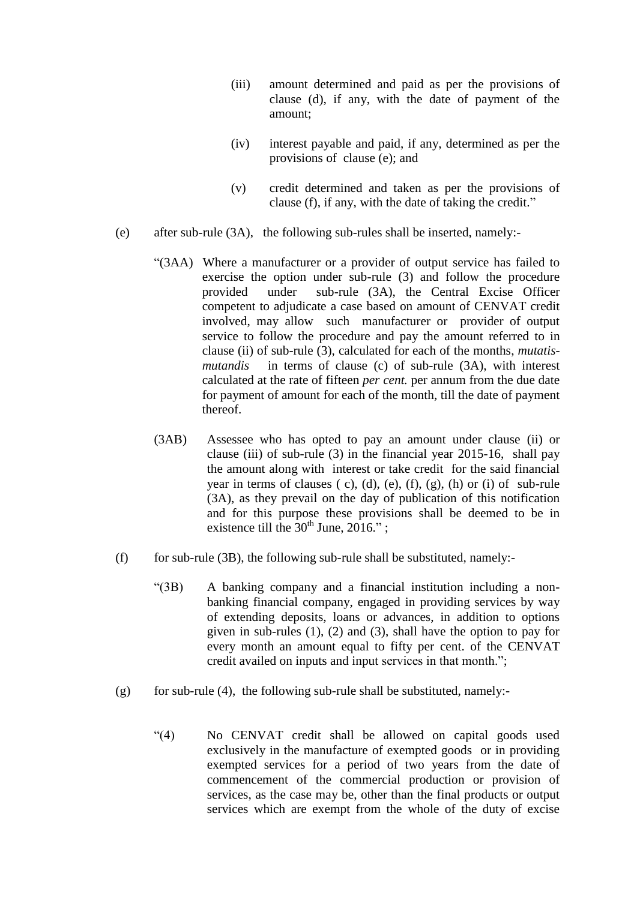(iii) amount determined and paid as per the provisions of clause (d), if any, with the date of payment of the amount;

(iv) interest payable and paid, if any, determined as per the provisions of clause (e); and

(v) credit determined and taken as per the provisions of clause (f), if any, with the date of taking the credit."

(e) after sub-rule (3A), the following sub-rules shall be inserted, namely:-

"(3AA) Where a manufacturer or a provider of output service has failed to exercise the option under sub-rule (3) and follow the procedure provided under sub-rule (3A), the Central Excise Officer competent to adjudicate a case based on amount of CENVAT credit involved, may allow such manufacturer or provider of output service to follow the procedure and pay the amount referred to in clause (ii) of sub-rule (3), calculated for each of the months, *mutatis-mutandis* in terms of clause (c) of sub-rule (3A), with interest calculated at the rate of fifteen *per cent.* per annum from the due date for payment of amount for each of the month, till the date of payment thereof.

(3AB) Assessee who has opted to pay an amount under clause (ii) or clause (iii) of sub-rule (3) in the financial year 2015-16, shall pay the amount along with interest or take credit for the said financial year in terms of clauses ( c), (d), (e), (f), (g), (h) or (i) of sub-rule (3A), as they prevail on the day of publication of this notification and for this purpose these provisions shall be deemed to be in existence till the 30th June, 2016." ;

(f) for sub-rule (3B), the following sub-rule shall be substituted, namely:-

"(3B) A banking company and a financial institution including a non-banking financial company, engaged in providing services by way of extending deposits, loans or advances, in addition to options given in sub-rules (1), (2) and (3), shall have the option to pay for every month an amount equal to fifty per cent. of the CENVAT credit availed on inputs and input services in that month.";

(g) for sub-rule (4), the following sub-rule shall be substituted, namely:-

"(4) No CENVAT credit shall be allowed on capital goods used exclusively in the manufacture of exempted goods or in providing exempted services for a period of two years from the date of commencement of the commercial production or provision of services, as the case may be, other than the final products or output services which are exempt from the whole of the duty of excise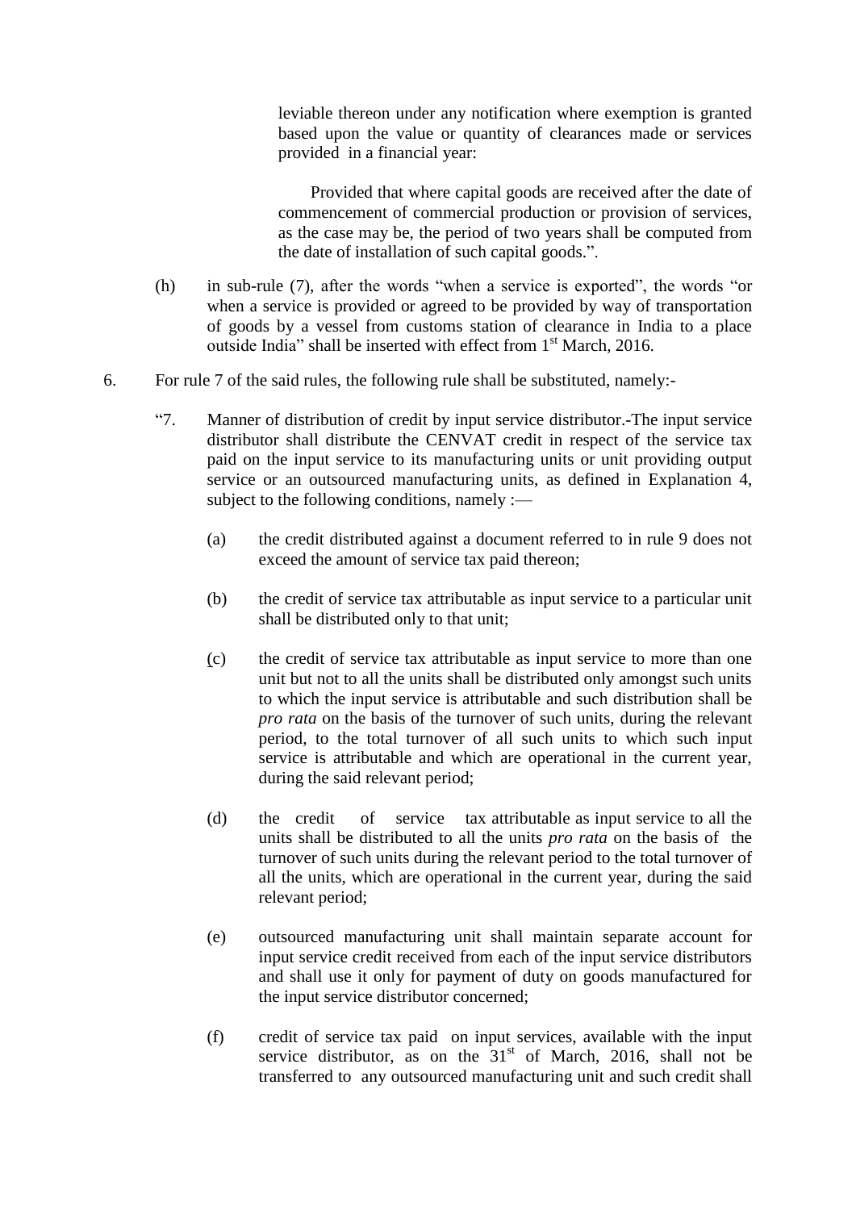leviable thereon under any notification where exemption is granted based upon the value or quantity of clearances made or services provided in a financial year:

Provided that where capital goods are received after the date of commencement of commercial production or provision of services, as the case may be, the period of two years shall be computed from the date of installation of such capital goods.".

(h) in sub-rule (7), after the words "when a service is exported", the words "or when a service is provided or agreed to be provided by way of transportation of goods by a vessel from customs station of clearance in India to a place outside India" shall be inserted with effect from 1st March, 2016.

6. For rule 7 of the said rules, the following rule shall be substituted, namely:-

"7. Manner of distribution of credit by input service distributor.-The input service distributor shall distribute the CENVAT credit in respect of the service tax paid on the input service to its manufacturing units or unit providing output service or an outsourced manufacturing units, as defined in Explanation 4, subject to the following conditions, namely :—

(a) the credit distributed against a document referred to in rule 9 does not exceed the amount of service tax paid thereon;

(b) the credit of service tax attributable as input service to a particular unit shall be distributed only to that unit;

(c) the credit of service tax attributable as input service to more than one unit but not to all the units shall be distributed only amongst such units to which the input service is attributable and such distribution shall be *pro rata* on the basis of the turnover of such units, during the relevant period, to the total turnover of all such units to which such input service is attributable and which are operational in the current year, during the said relevant period;

(d) the credit of service tax attributable as input service to all the units shall be distributed to all the units *pro rata* on the basis of the turnover of such units during the relevant period to the total turnover of all the units, which are operational in the current year, during the said relevant period;

(e) outsourced manufacturing unit shall maintain separate account for input service credit received from each of the input service distributors and shall use it only for payment of duty on goods manufactured for the input service distributor concerned;

(f) credit of service tax paid on input services, available with the input service distributor, as on the 31st of March, 2016, shall not be transferred to any outsourced manufacturing unit and such credit shall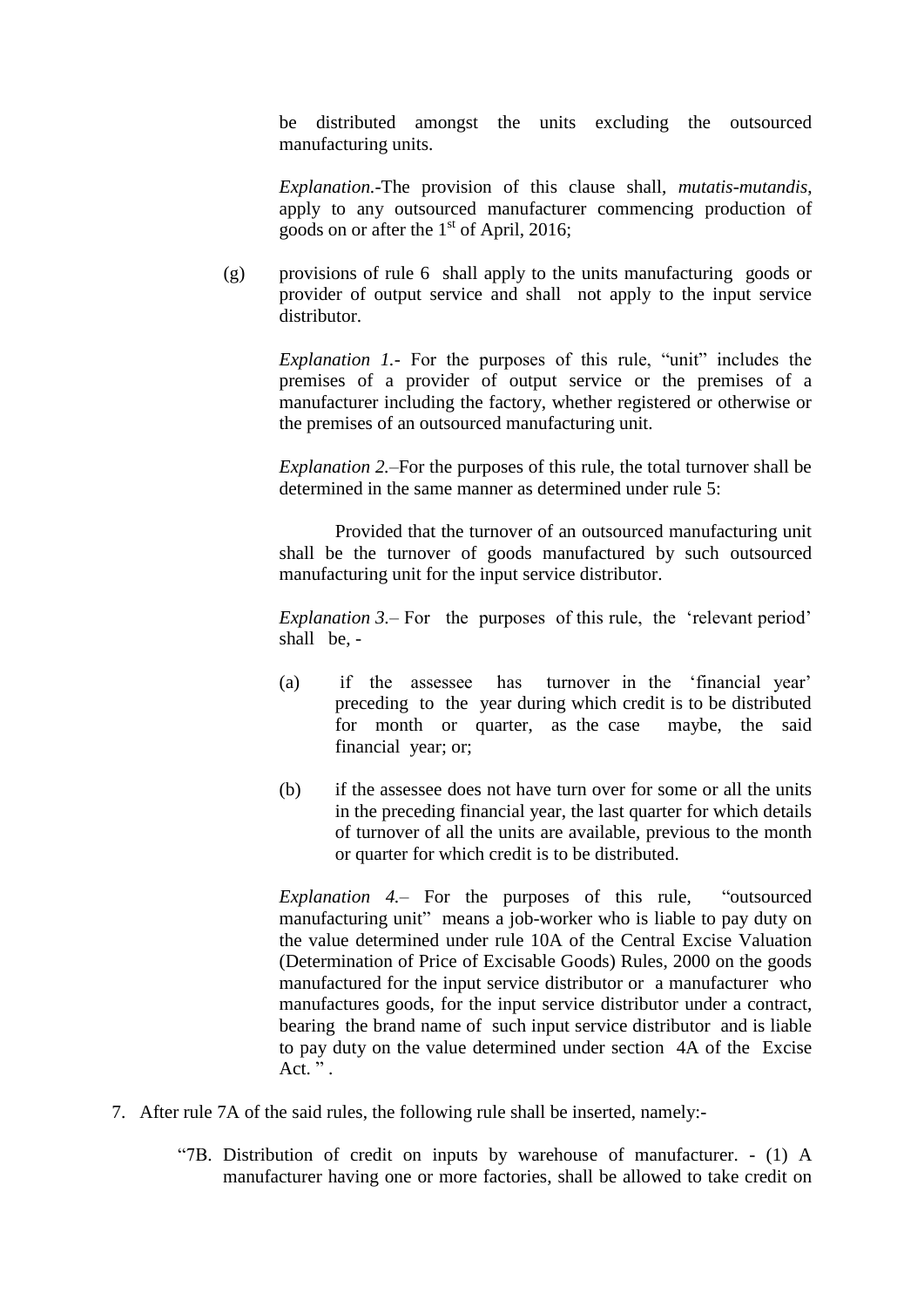be distributed amongst the units excluding the outsourced manufacturing units.

*Explanation.*-The provision of this clause shall, *mutatis-mutandis*, apply to any outsourced manufacturer commencing production of goods on or after the 1st of April, 2016;

(g) provisions of rule 6 shall apply to the units manufacturing goods or provider of output service and shall not apply to the input service distributor.

*Explanation 1.*- For the purposes of this rule, "unit" includes the premises of a provider of output service or the premises of a manufacturer including the factory, whether registered or otherwise or the premises of an outsourced manufacturing unit.

*Explanation 2.*–For the purposes of this rule, the total turnover shall be determined in the same manner as determined under rule 5:

Provided that the turnover of an outsourced manufacturing unit shall be the turnover of goods manufactured by such outsourced manufacturing unit for the input service distributor.

*Explanation 3.*– For the purposes of this rule, the 'relevant period' shall be, -

(a) if the assessee has turnover in the 'financial year' preceding to the year during which credit is to be distributed for month or quarter, as the case maybe, the said financial year; or;

(b) if the assessee does not have turn over for some or all the units in the preceding financial year, the last quarter for which details of turnover of all the units are available, previous to the month or quarter for which credit is to be distributed.

*Explanation 4.*– For the purposes of this rule, "outsourced manufacturing unit" means a job-worker who is liable to pay duty on the value determined under rule 10A of the Central Excise Valuation (Determination of Price of Excisable Goods) Rules, 2000 on the goods manufactured for the input service distributor or a manufacturer who manufactures goods, for the input service distributor under a contract, bearing the brand name of such input service distributor and is liable to pay duty on the value determined under section 4A of the Excise Act. " .

7. After rule 7A of the said rules, the following rule shall be inserted, namely:-

"7B. Distribution of credit on inputs by warehouse of manufacturer. - (1) A manufacturer having one or more factories, shall be allowed to take credit on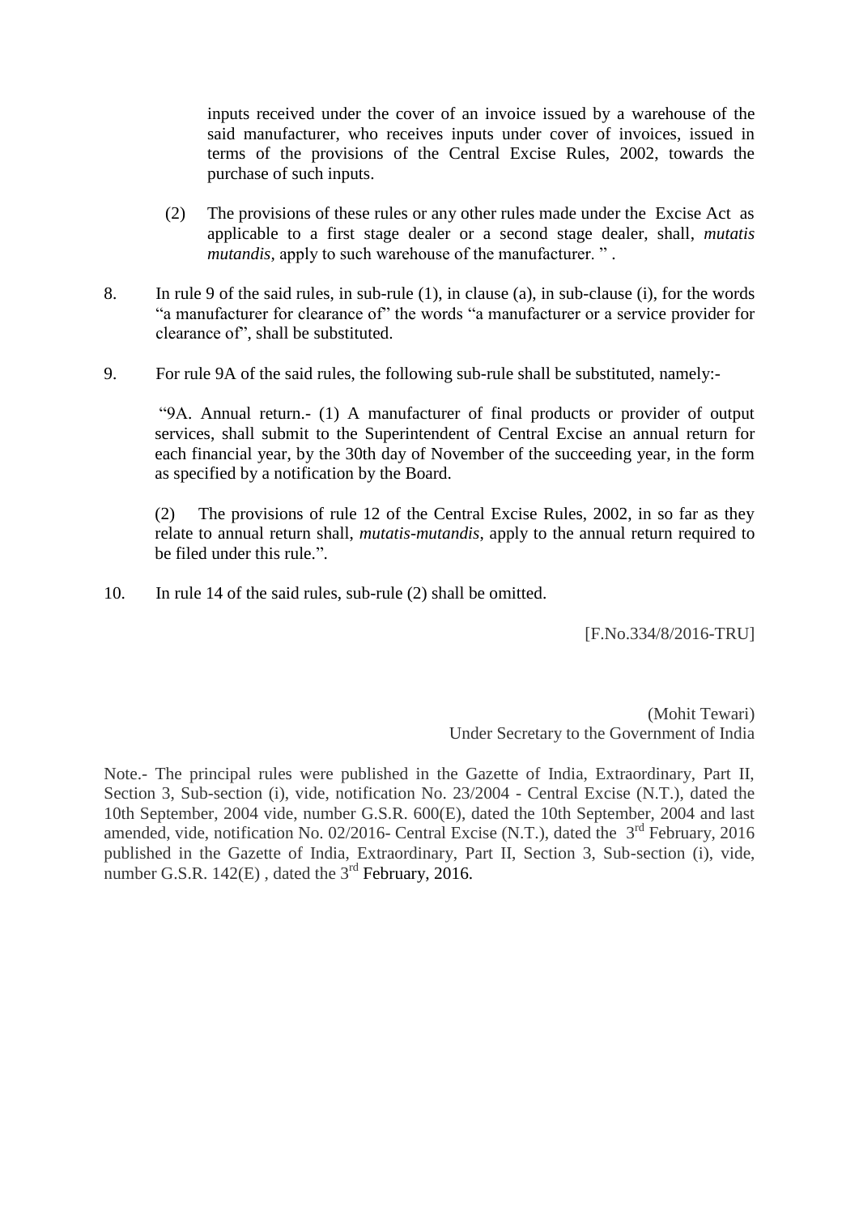inputs received under the cover of an invoice issued by a warehouse of the said manufacturer, who receives inputs under cover of invoices, issued in terms of the provisions of the Central Excise Rules, 2002, towards the purchase of such inputs.

(2) The provisions of these rules or any other rules made under the Excise Act as applicable to a first stage dealer or a second stage dealer, shall, *mutatis mutandis*, apply to such warehouse of the manufacturer. " .

8. In rule 9 of the said rules, in sub-rule (1), in clause (a), in sub-clause (i), for the words "a manufacturer for clearance of" the words "a manufacturer or a service provider for clearance of", shall be substituted.

9. For rule 9A of the said rules, the following sub-rule shall be substituted, namely:-

"9A. Annual return.- (1) A manufacturer of final products or provider of output services, shall submit to the Superintendent of Central Excise an annual return for each financial year, by the 30th day of November of the succeeding year, in the form as specified by a notification by the Board.

(2) The provisions of rule 12 of the Central Excise Rules, 2002, in so far as they relate to annual return shall, *mutatis-mutandis*, apply to the annual return required to be filed under this rule.".

10. In rule 14 of the said rules, sub-rule (2) shall be omitted.

[F.No.334/8/2016-TRU]

(Mohit Tewari)
Under Secretary to the Government of India

Note.- The principal rules were published in the Gazette of India, Extraordinary, Part II, Section 3, Sub-section (i), vide, notification No. 23/2004 - Central Excise (N.T.), dated the 10th September, 2004 vide, number G.S.R. 600(E), dated the 10th September, 2004 and last amended, vide, notification No. 02/2016- Central Excise (N.T.), dated the 3rd February, 2016 published in the Gazette of India, Extraordinary, Part II, Section 3, Sub-section (i), vide, number G.S.R. 142(E) , dated the 3rd February, 2016.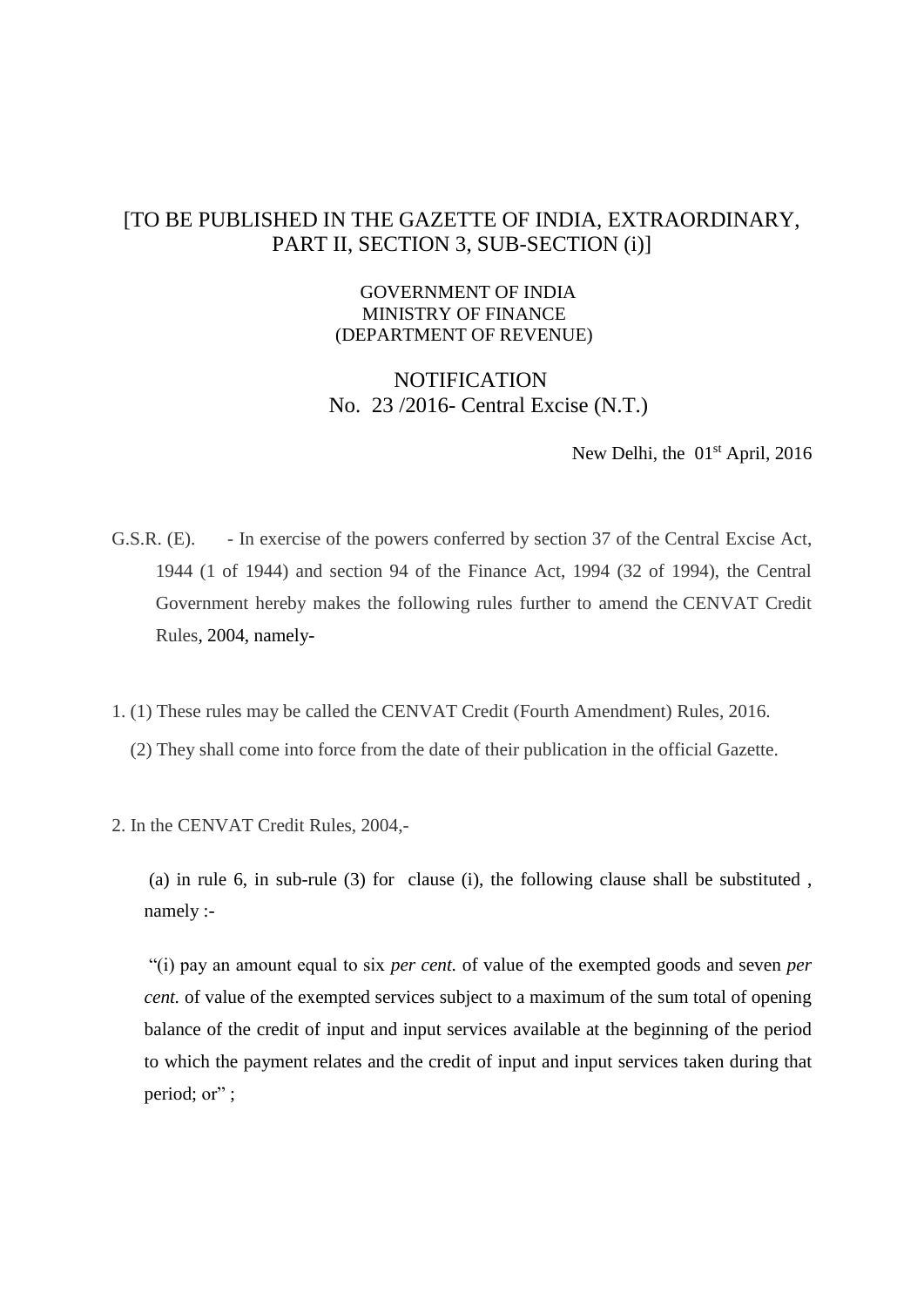[TO BE PUBLISHED IN THE GAZETTE OF INDIA, EXTRAORDINARY, PART II, SECTION 3, SUB-SECTION (i)]

GOVERNMENT OF INDIA
MINISTRY OF FINANCE
(DEPARTMENT OF REVENUE)

NOTIFICATION
No. 23 /2016- Central Excise (N.T.)

New Delhi, the 01st April, 2016

G.S.R. (E). - In exercise of the powers conferred by section 37 of the Central Excise Act, 1944 (1 of 1944) and section 94 of the Finance Act, 1994 (32 of 1994), the Central Government hereby makes the following rules further to amend the CENVAT Credit Rules, 2004, namely-

1. (1) These rules may be called the CENVAT Credit (Fourth Amendment) Rules, 2016.

   (2) They shall come into force from the date of their publication in the official Gazette.

2. In the CENVAT Credit Rules, 2004,-

   (a) in rule 6, in sub-rule (3) for clause (i), the following clause shall be substituted , namely :-

   "(i) pay an amount equal to six *per cent.* of value of the exempted goods and seven *per cent.* of value of the exempted services subject to a maximum of the sum total of opening balance of the credit of input and input services available at the beginning of the period to which the payment relates and the credit of input and input services taken during that period; or" ;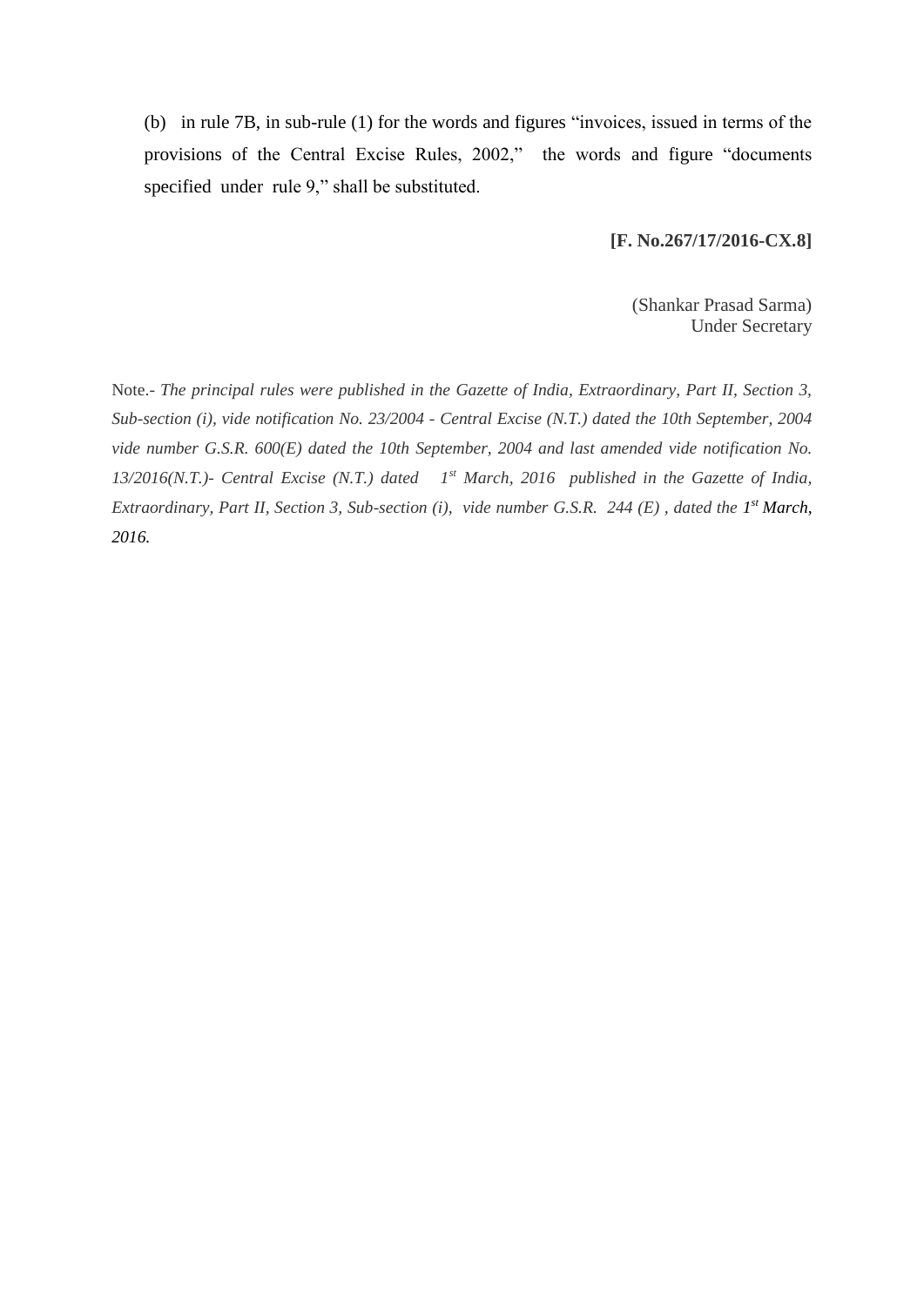(b) in rule 7B, in sub-rule (1) for the words and figures "invoices, issued in terms of the provisions of the Central Excise Rules, 2002," the words and figure "documents specified under rule 9," shall be substituted.

**[F. No.267/17/2016-CX.8]**

(Shankar Prasad Sarma)
Under Secretary

Note.- *The principal rules were published in the Gazette of India, Extraordinary, Part II, Section 3, Sub-section (i), vide notification No. 23/2004 - Central Excise (N.T.) dated the 10th September, 2004 vide number G.S.R. 600(E) dated the 10th September, 2004 and last amended vide notification No. 13/2016(N.T.)- Central Excise (N.T.) dated 1st March, 2016 published in the Gazette of India, Extraordinary, Part II, Section 3, Sub-section (i), vide number G.S.R. 244 (E) , dated the 1st March, 2016.*